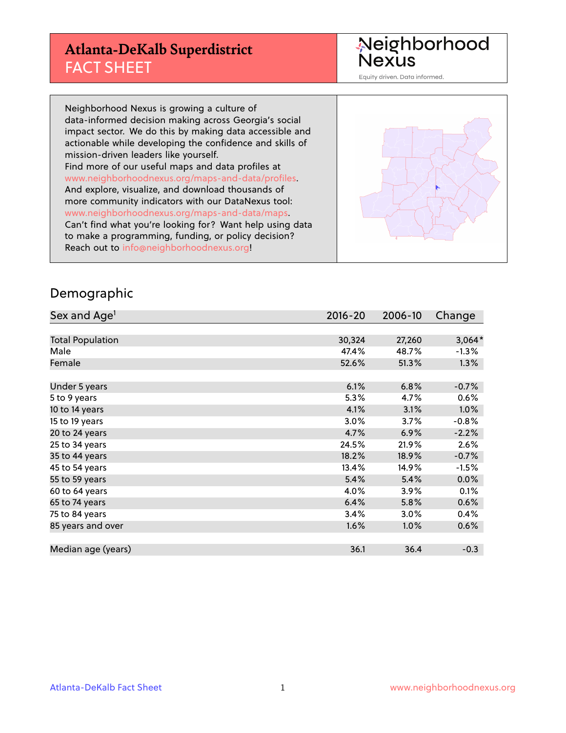# Atlanta-DeKalb Superdistrict
## FACT SHEET

Neighborhood Nexus

Equity driven. Data informed.

Neighborhood Nexus is growing a culture of data-informed decision making across Georgia's social impact sector. We do this by making data accessible and actionable while developing the confidence and skills of mission-driven leaders like yourself.
Find more of our useful maps and data profiles at www.neighborhoodnexus.org/maps-and-data/profiles.
And explore, visualize, and download thousands of more community indicators with our DataNexus tool: www.neighborhoodnexus.org/maps-and-data/maps.
Can't find what you're looking for? Want help using data to make a programming, funding, or policy decision? Reach out to info@neighborhoodnexus.org!

## Demographic

| Sex and Age[1] | 2016-20 | 2006-10 | Change |
|---|---|---|---|
| Total Population | 30,324 | 27,260 | 3,064* |
| Male | 47.4% | 48.7% | -1.3% |
| Female | 52.6% | 51.3% | 1.3% |
| | | | |
| Under 5 years | 6.1% | 6.8% | -0.7% |
| 5 to 9 years | 5.3% | 4.7% | 0.6% |
| 10 to 14 years | 4.1% | 3.1% | 1.0% |
| 15 to 19 years | 3.0% | 3.7% | -0.8% |
| 20 to 24 years | 4.7% | 6.9% | -2.2% |
| 25 to 34 years | 24.5% | 21.9% | 2.6% |
| 35 to 44 years | 18.2% | 18.9% | -0.7% |
| 45 to 54 years | 13.4% | 14.9% | -1.5% |
| 55 to 59 years | 5.4% | 5.4% | 0.0% |
| 60 to 64 years | 4.0% | 3.9% | 0.1% |
| 65 to 74 years | 6.4% | 5.8% | 0.6% |
| 75 to 84 years | 3.4% | 3.0% | 0.4% |
| 85 years and over | 1.6% | 1.0% | 0.6% |
| | | | |
| Median age (years) | 36.1 | 36.4 | -0.3 |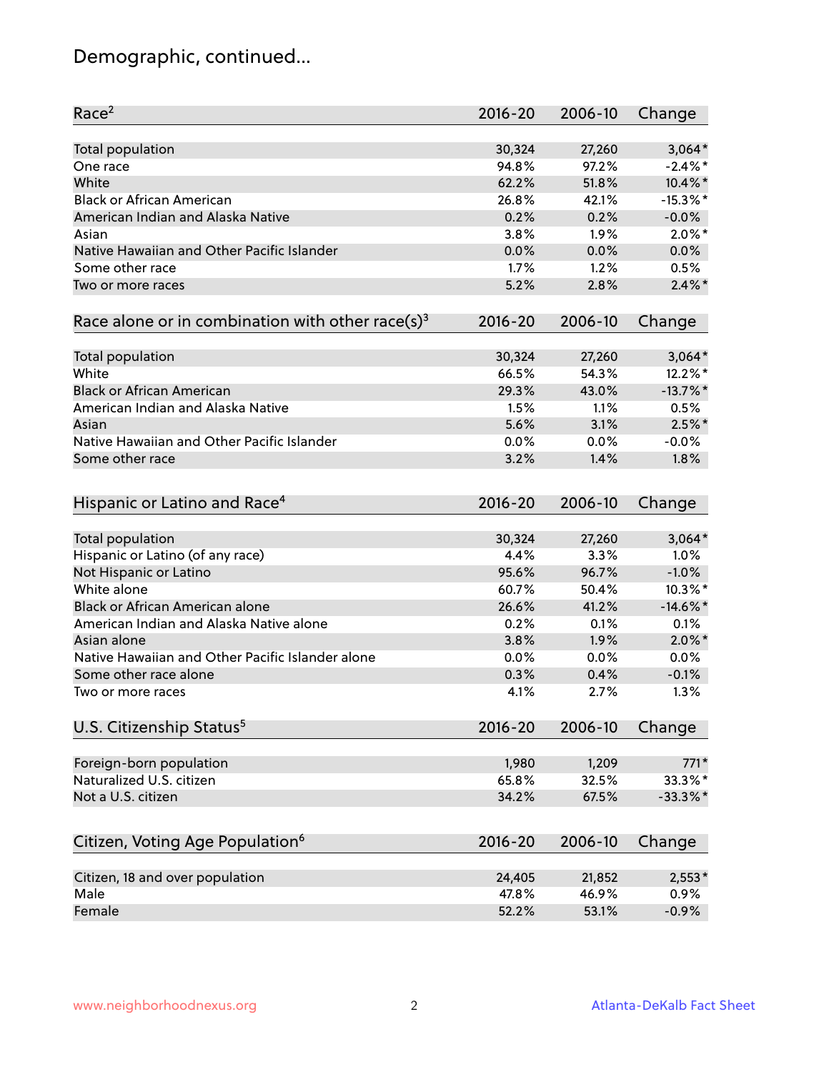# Demographic, continued...

| Race[2] | 2016-20 | 2006-10 | Change |
|---|---|---|---|
| Total population | 30,324 | 27,260 | 3,064* |
| One race | 94.8% | 97.2% | -2.4%* |
| White | 62.2% | 51.8% | 10.4%* |
| Black or African American | 26.8% | 42.1% | -15.3%* |
| American Indian and Alaska Native | 0.2% | 0.2% | -0.0% |
| Asian | 3.8% | 1.9% | 2.0%* |
| Native Hawaiian and Other Pacific Islander | 0.0% | 0.0% | 0.0% |
| Some other race | 1.7% | 1.2% | 0.5% |
| Two or more races | 5.2% | 2.8% | 2.4%* |

| Race alone or in combination with other race(s)[3] | 2016-20 | 2006-10 | Change |
|---|---|---|---|
| Total population | 30,324 | 27,260 | 3,064* |
| White | 66.5% | 54.3% | 12.2%* |
| Black or African American | 29.3% | 43.0% | -13.7%* |
| American Indian and Alaska Native | 1.5% | 1.1% | 0.5% |
| Asian | 5.6% | 3.1% | 2.5%* |
| Native Hawaiian and Other Pacific Islander | 0.0% | 0.0% | -0.0% |
| Some other race | 3.2% | 1.4% | 1.8% |

| Hispanic or Latino and Race[4] | 2016-20 | 2006-10 | Change |
|---|---|---|---|
| Total population | 30,324 | 27,260 | 3,064* |
| Hispanic or Latino (of any race) | 4.4% | 3.3% | 1.0% |
| Not Hispanic or Latino | 95.6% | 96.7% | -1.0% |
| White alone | 60.7% | 50.4% | 10.3%* |
| Black or African American alone | 26.6% | 41.2% | -14.6%* |
| American Indian and Alaska Native alone | 0.2% | 0.1% | 0.1% |
| Asian alone | 3.8% | 1.9% | 2.0%* |
| Native Hawaiian and Other Pacific Islander alone | 0.0% | 0.0% | 0.0% |
| Some other race alone | 0.3% | 0.4% | -0.1% |
| Two or more races | 4.1% | 2.7% | 1.3% |

| U.S. Citizenship Status[5] | 2016-20 | 2006-10 | Change |
|---|---|---|---|
| Foreign-born population | 1,980 | 1,209 | 771* |
| Naturalized U.S. citizen | 65.8% | 32.5% | 33.3%* |
| Not a U.S. citizen | 34.2% | 67.5% | -33.3%* |

| Citizen, Voting Age Population[6] | 2016-20 | 2006-10 | Change |
|---|---|---|---|
| Citizen, 18 and over population | 24,405 | 21,852 | 2,553* |
| Male | 47.8% | 46.9% | 0.9% |
| Female | 52.2% | 53.1% | -0.9% |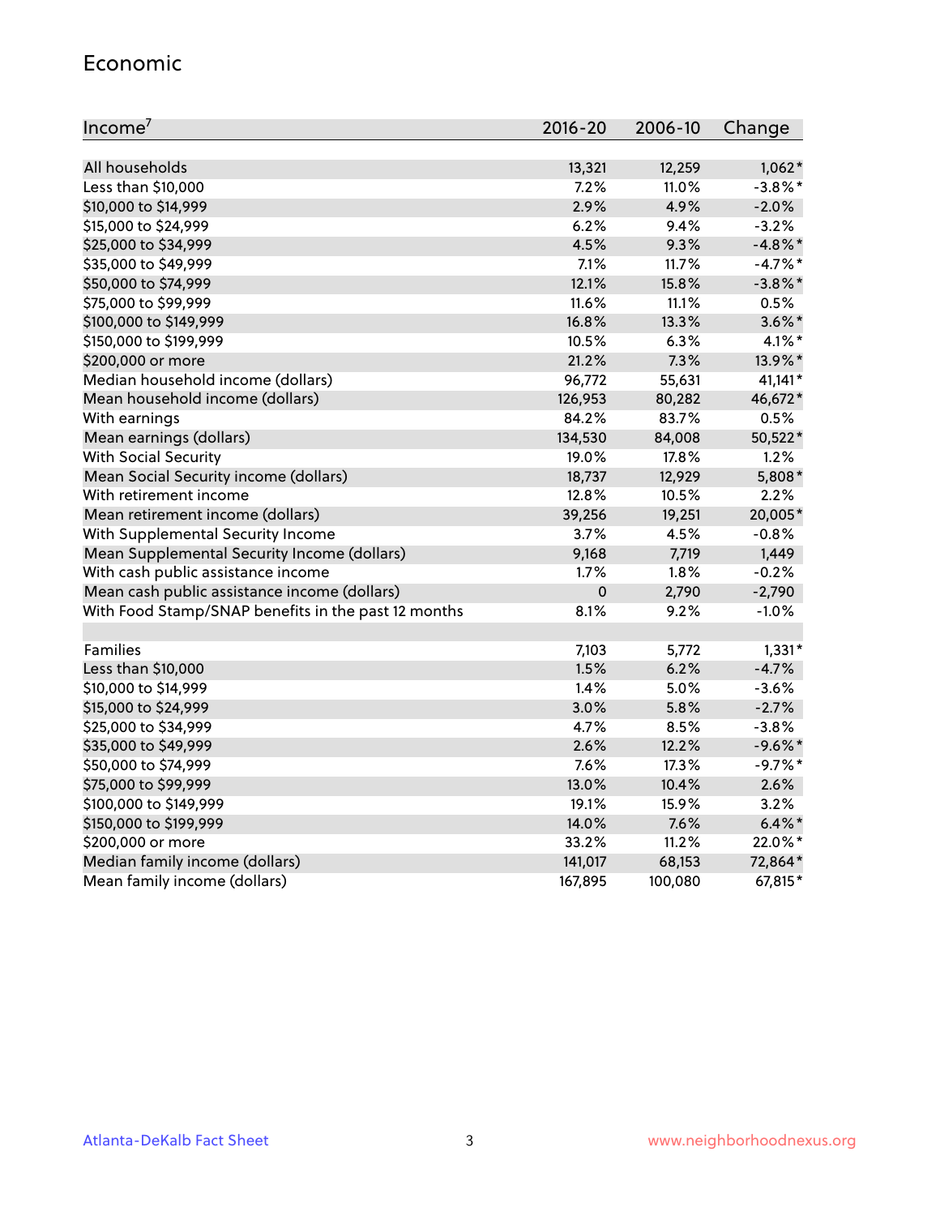## Economic

| Income[7] | 2016-20 | 2006-10 | Change |
|---|---|---|---|
| All households | 13,321 | 12,259 | 1,062* |
| Less than $10,000 | 7.2% | 11.0% | -3.8%* |
| $10,000 to $14,999 | 2.9% | 4.9% | -2.0% |
| $15,000 to $24,999 | 6.2% | 9.4% | -3.2% |
| $25,000 to $34,999 | 4.5% | 9.3% | -4.8%* |
| $35,000 to $49,999 | 7.1% | 11.7% | -4.7%* |
| $50,000 to $74,999 | 12.1% | 15.8% | -3.8%* |
| $75,000 to $99,999 | 11.6% | 11.1% | 0.5% |
| $100,000 to $149,999 | 16.8% | 13.3% | 3.6%* |
| $150,000 to $199,999 | 10.5% | 6.3% | 4.1%* |
| $200,000 or more | 21.2% | 7.3% | 13.9%* |
| Median household income (dollars) | 96,772 | 55,631 | 41,141* |
| Mean household income (dollars) | 126,953 | 80,282 | 46,672* |
| With earnings | 84.2% | 83.7% | 0.5% |
| Mean earnings (dollars) | 134,530 | 84,008 | 50,522* |
| With Social Security | 19.0% | 17.8% | 1.2% |
| Mean Social Security income (dollars) | 18,737 | 12,929 | 5,808* |
| With retirement income | 12.8% | 10.5% | 2.2% |
| Mean retirement income (dollars) | 39,256 | 19,251 | 20,005* |
| With Supplemental Security Income | 3.7% | 4.5% | -0.8% |
| Mean Supplemental Security Income (dollars) | 9,168 | 7,719 | 1,449 |
| With cash public assistance income | 1.7% | 1.8% | -0.2% |
| Mean cash public assistance income (dollars) | 0 | 2,790 | -2,790 |
| With Food Stamp/SNAP benefits in the past 12 months | 8.1% | 9.2% | -1.0% |
| | | | |
| Families | 7,103 | 5,772 | 1,331* |
| Less than $10,000 | 1.5% | 6.2% | -4.7% |
| $10,000 to $14,999 | 1.4% | 5.0% | -3.6% |
| $15,000 to $24,999 | 3.0% | 5.8% | -2.7% |
| $25,000 to $34,999 | 4.7% | 8.5% | -3.8% |
| $35,000 to $49,999 | 2.6% | 12.2% | -9.6%* |
| $50,000 to $74,999 | 7.6% | 17.3% | -9.7%* |
| $75,000 to $99,999 | 13.0% | 10.4% | 2.6% |
| $100,000 to $149,999 | 19.1% | 15.9% | 3.2% |
| $150,000 to $199,999 | 14.0% | 7.6% | 6.4%* |
| $200,000 or more | 33.2% | 11.2% | 22.0%* |
| Median family income (dollars) | 141,017 | 68,153 | 72,864* |
| Mean family income (dollars) | 167,895 | 100,080 | 67,815* |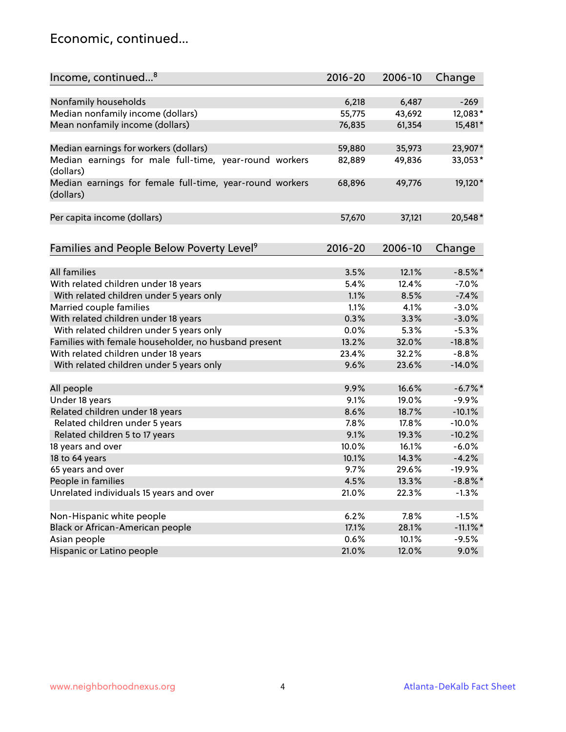# Economic, continued...

| Income, continued...[8] | 2016-20 | 2006-10 | Change |
|---|---|---|---|
| Nonfamily households | 6,218 | 6,487 | -269 |
| Median nonfamily income (dollars) | 55,775 | 43,692 | 12,083* |
| Mean nonfamily income (dollars) | 76,835 | 61,354 | 15,481* |
| Median earnings for workers (dollars) | 59,880 | 35,973 | 23,907* |
| Median earnings for male full-time, year-round workers (dollars) | 82,889 | 49,836 | 33,053* |
| Median earnings for female full-time, year-round workers (dollars) | 68,896 | 49,776 | 19,120* |
| Per capita income (dollars) | 57,670 | 37,121 | 20,548* |

| Families and People Below Poverty Level[9] | 2016-20 | 2006-10 | Change |
|---|---|---|---|
| All families | 3.5% | 12.1% | -8.5%* |
| With related children under 18 years | 5.4% | 12.4% | -7.0% |
| With related children under 5 years only | 1.1% | 8.5% | -7.4% |
| Married couple families | 1.1% | 4.1% | -3.0% |
| With related children under 18 years | 0.3% | 3.3% | -3.0% |
| With related children under 5 years only | 0.0% | 5.3% | -5.3% |
| Families with female householder, no husband present | 13.2% | 32.0% | -18.8% |
| With related children under 18 years | 23.4% | 32.2% | -8.8% |
| With related children under 5 years only | 9.6% | 23.6% | -14.0% |
| All people | 9.9% | 16.6% | -6.7%* |
| Under 18 years | 9.1% | 19.0% | -9.9% |
| Related children under 18 years | 8.6% | 18.7% | -10.1% |
| Related children under 5 years | 7.8% | 17.8% | -10.0% |
| Related children 5 to 17 years | 9.1% | 19.3% | -10.2% |
| 18 years and over | 10.0% | 16.1% | -6.0% |
| 18 to 64 years | 10.1% | 14.3% | -4.2% |
| 65 years and over | 9.7% | 29.6% | -19.9% |
| People in families | 4.5% | 13.3% | -8.8%* |
| Unrelated individuals 15 years and over | 21.0% | 22.3% | -1.3% |
| Non-Hispanic white people | 6.2% | 7.8% | -1.5% |
| Black or African-American people | 17.1% | 28.1% | -11.1%* |
| Asian people | 0.6% | 10.1% | -9.5% |
| Hispanic or Latino people | 21.0% | 12.0% | 9.0% |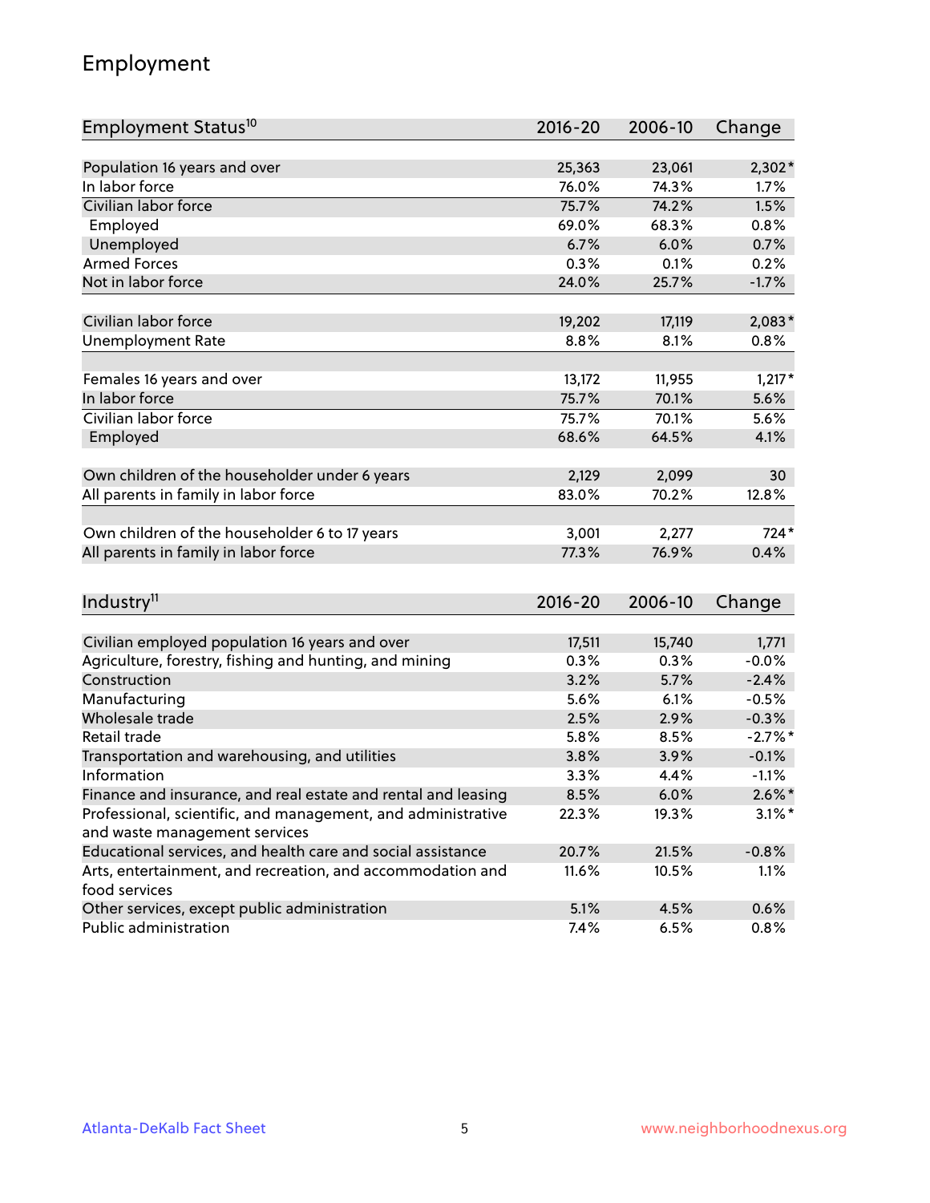## Employment

| Employment Status[10] | 2016-20 | 2006-10 | Change |
|---|---|---|---|
| Population 16 years and over | 25,363 | 23,061 | 2,302* |
| In labor force | 76.0% | 74.3% | 1.7% |
| Civilian labor force | 75.7% | 74.2% | 1.5% |
| Employed | 69.0% | 68.3% | 0.8% |
| Unemployed | 6.7% | 6.0% | 0.7% |
| Armed Forces | 0.3% | 0.1% | 0.2% |
| Not in labor force | 24.0% | 25.7% | -1.7% |
| | | | |
| Civilian labor force | 19,202 | 17,119 | 2,083* |
| Unemployment Rate | 8.8% | 8.1% | 0.8% |
| | | | |
| Females 16 years and over | 13,172 | 11,955 | 1,217* |
| In labor force | 75.7% | 70.1% | 5.6% |
| Civilian labor force | 75.7% | 70.1% | 5.6% |
| Employed | 68.6% | 64.5% | 4.1% |
| | | | |
| Own children of the householder under 6 years | 2,129 | 2,099 | 30 |
| All parents in family in labor force | 83.0% | 70.2% | 12.8% |
| | | | |
| Own children of the householder 6 to 17 years | 3,001 | 2,277 | 724* |
| All parents in family in labor force | 77.3% | 76.9% | 0.4% |

| Industry[11] | 2016-20 | 2006-10 | Change |
|---|---|---|---|
| Civilian employed population 16 years and over | 17,511 | 15,740 | 1,771 |
| Agriculture, forestry, fishing and hunting, and mining | 0.3% | 0.3% | -0.0% |
| Construction | 3.2% | 5.7% | -2.4% |
| Manufacturing | 5.6% | 6.1% | -0.5% |
| Wholesale trade | 2.5% | 2.9% | -0.3% |
| Retail trade | 5.8% | 8.5% | -2.7%* |
| Transportation and warehousing, and utilities | 3.8% | 3.9% | -0.1% |
| Information | 3.3% | 4.4% | -1.1% |
| Finance and insurance, and real estate and rental and leasing | 8.5% | 6.0% | 2.6%* |
| Professional, scientific, and management, and administrative and waste management services | 22.3% | 19.3% | 3.1%* |
| Educational services, and health care and social assistance | 20.7% | 21.5% | -0.8% |
| Arts, entertainment, and recreation, and accommodation and food services | 11.6% | 10.5% | 1.1% |
| Other services, except public administration | 5.1% | 4.5% | 0.6% |
| Public administration | 7.4% | 6.5% | 0.8% |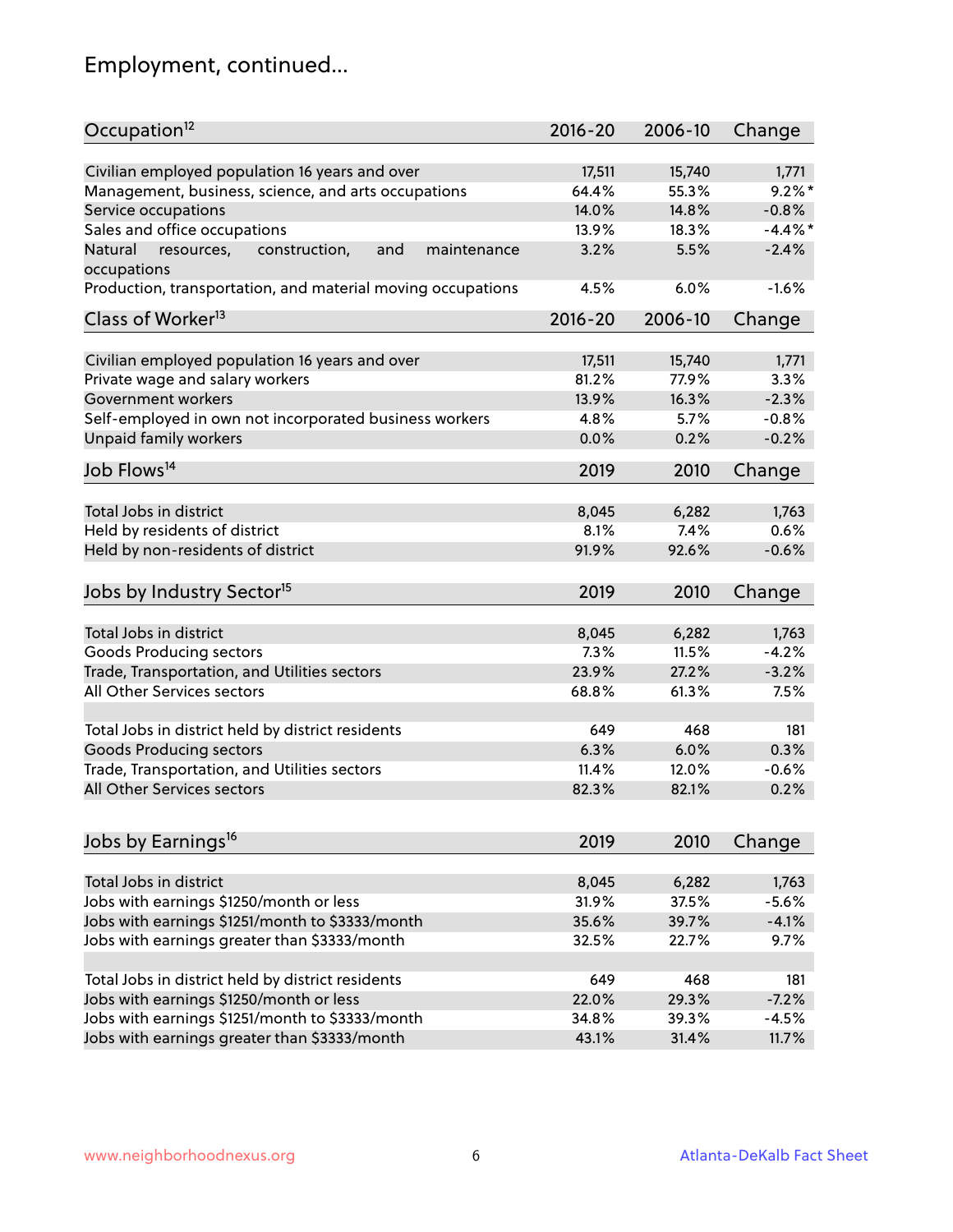# Employment, continued...

| Occupation[12] | 2016-20 | 2006-10 | Change |
|---|---|---|---|
| Civilian employed population 16 years and over | 17,511 | 15,740 | 1,771 |
| Management, business, science, and arts occupations | 64.4% | 55.3% | 9.2%* |
| Service occupations | 14.0% | 14.8% | -0.8% |
| Sales and office occupations | 13.9% | 18.3% | -4.4%* |
| Natural resources, construction, and maintenance occupations | 3.2% | 5.5% | -2.4% |
| Production, transportation, and material moving occupations | 4.5% | 6.0% | -1.6% |

| Class of Worker[13] | 2016-20 | 2006-10 | Change |
|---|---|---|---|
| Civilian employed population 16 years and over | 17,511 | 15,740 | 1,771 |
| Private wage and salary workers | 81.2% | 77.9% | 3.3% |
| Government workers | 13.9% | 16.3% | -2.3% |
| Self-employed in own not incorporated business workers | 4.8% | 5.7% | -0.8% |
| Unpaid family workers | 0.0% | 0.2% | -0.2% |

| Job Flows[14] | 2019 | 2010 | Change |
|---|---|---|---|
| Total Jobs in district | 8,045 | 6,282 | 1,763 |
| Held by residents of district | 8.1% | 7.4% | 0.6% |
| Held by non-residents of district | 91.9% | 92.6% | -0.6% |

| Jobs by Industry Sector[15] | 2019 | 2010 | Change |
|---|---|---|---|
| Total Jobs in district | 8,045 | 6,282 | 1,763 |
| Goods Producing sectors | 7.3% | 11.5% | -4.2% |
| Trade, Transportation, and Utilities sectors | 23.9% | 27.2% | -3.2% |
| All Other Services sectors | 68.8% | 61.3% | 7.5% |
| | | | |
| Total Jobs in district held by district residents | 649 | 468 | 181 |
| Goods Producing sectors | 6.3% | 6.0% | 0.3% |
| Trade, Transportation, and Utilities sectors | 11.4% | 12.0% | -0.6% |
| All Other Services sectors | 82.3% | 82.1% | 0.2% |

| Jobs by Earnings[16] | 2019 | 2010 | Change |
|---|---|---|---|
| Total Jobs in district | 8,045 | 6,282 | 1,763 |
| Jobs with earnings $1250/month or less | 31.9% | 37.5% | -5.6% |
| Jobs with earnings $1251/month to $3333/month | 35.6% | 39.7% | -4.1% |
| Jobs with earnings greater than $3333/month | 32.5% | 22.7% | 9.7% |
| | | | |
| Total Jobs in district held by district residents | 649 | 468 | 181 |
| Jobs with earnings $1250/month or less | 22.0% | 29.3% | -7.2% |
| Jobs with earnings $1251/month to $3333/month | 34.8% | 39.3% | -4.5% |
| Jobs with earnings greater than $3333/month | 43.1% | 31.4% | 11.7% |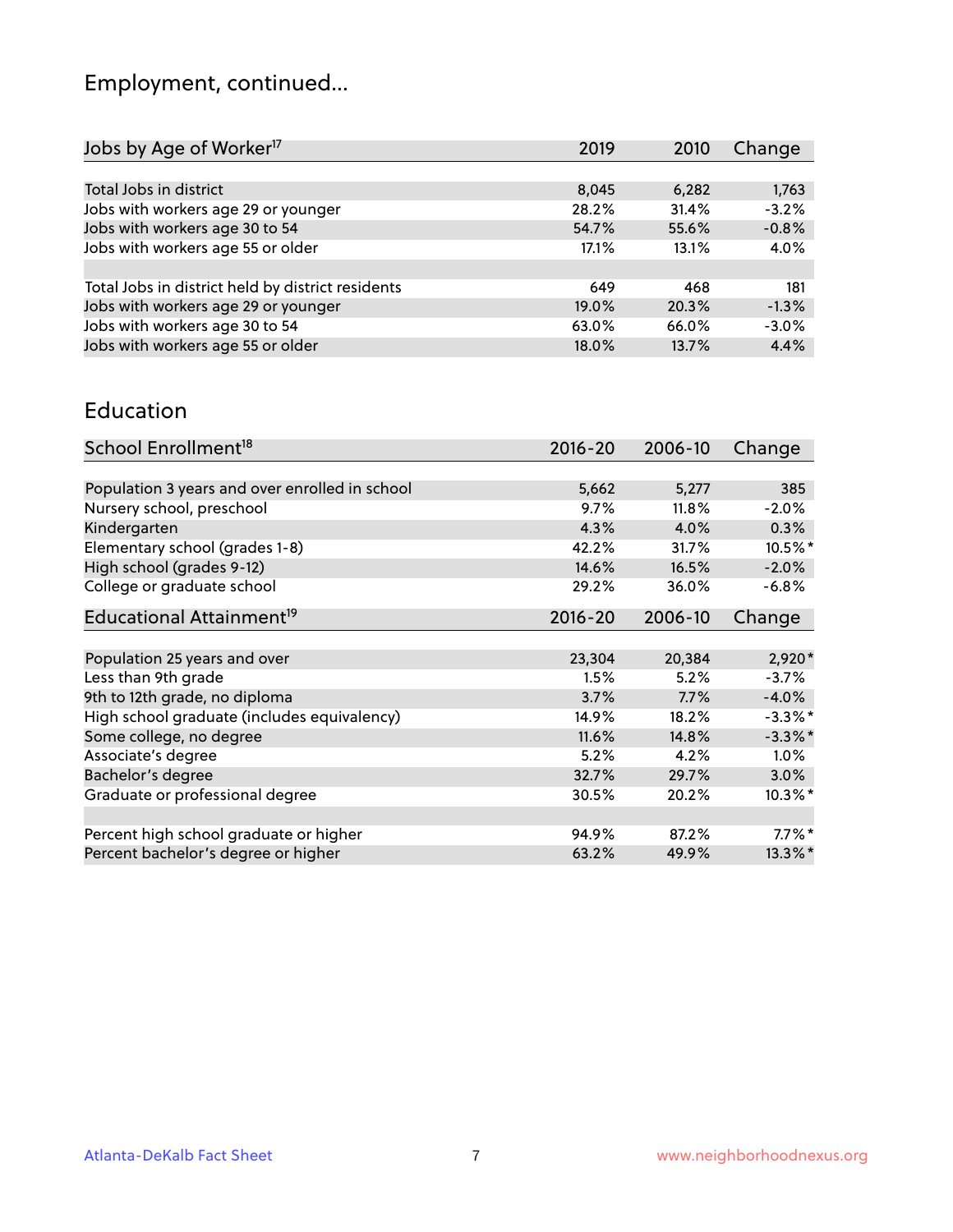## Employment, continued...

| Jobs by Age of Worker[17] | 2019 | 2010 | Change |
|---|---|---|---|
| Total Jobs in district | 8,045 | 6,282 | 1,763 |
| Jobs with workers age 29 or younger | 28.2% | 31.4% | -3.2% |
| Jobs with workers age 30 to 54 | 54.7% | 55.6% | -0.8% |
| Jobs with workers age 55 or older | 17.1% | 13.1% | 4.0% |
| | | | |
| Total Jobs in district held by district residents | 649 | 468 | 181 |
| Jobs with workers age 29 or younger | 19.0% | 20.3% | -1.3% |
| Jobs with workers age 30 to 54 | 63.0% | 66.0% | -3.0% |
| Jobs with workers age 55 or older | 18.0% | 13.7% | 4.4% |

## Education

| School Enrollment[18] | 2016-20 | 2006-10 | Change |
|---|---|---|---|
| Population 3 years and over enrolled in school | 5,662 | 5,277 | 385 |
| Nursery school, preschool | 9.7% | 11.8% | -2.0% |
| Kindergarten | 4.3% | 4.0% | 0.3% |
| Elementary school (grades 1-8) | 42.2% | 31.7% | 10.5%* |
| High school (grades 9-12) | 14.6% | 16.5% | -2.0% |
| College or graduate school | 29.2% | 36.0% | -6.8% |

| Educational Attainment[19] | 2016-20 | 2006-10 | Change |
|---|---|---|---|
| Population 25 years and over | 23,304 | 20,384 | 2,920* |
| Less than 9th grade | 1.5% | 5.2% | -3.7% |
| 9th to 12th grade, no diploma | 3.7% | 7.7% | -4.0% |
| High school graduate (includes equivalency) | 14.9% | 18.2% | -3.3%* |
| Some college, no degree | 11.6% | 14.8% | -3.3%* |
| Associate's degree | 5.2% | 4.2% | 1.0% |
| Bachelor's degree | 32.7% | 29.7% | 3.0% |
| Graduate or professional degree | 30.5% | 20.2% | 10.3%* |
| | | | |
| Percent high school graduate or higher | 94.9% | 87.2% | 7.7%* |
| Percent bachelor's degree or higher | 63.2% | 49.9% | 13.3%* |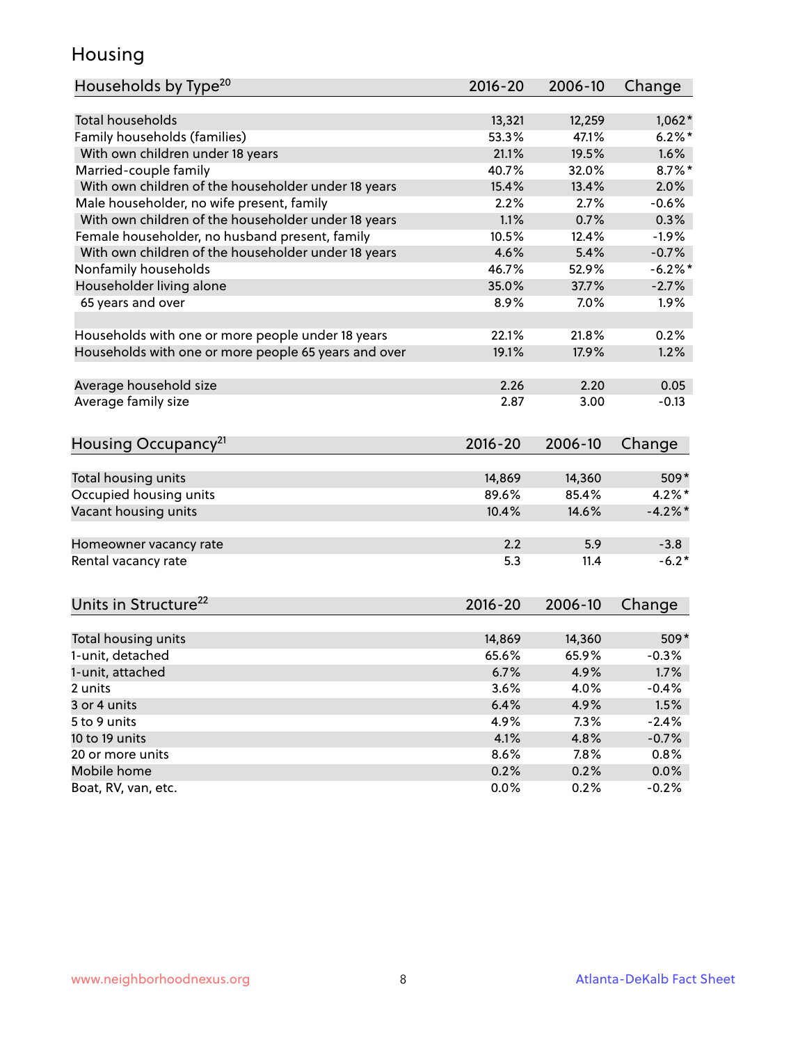# Housing

| Households by Type[20] | 2016-20 | 2006-10 | Change |
|---|---|---|---|
| Total households | 13,321 | 12,259 | 1,062* |
| Family households (families) | 53.3% | 47.1% | 6.2%* |
| With own children under 18 years | 21.1% | 19.5% | 1.6% |
| Married-couple family | 40.7% | 32.0% | 8.7%* |
| With own children of the householder under 18 years | 15.4% | 13.4% | 2.0% |
| Male householder, no wife present, family | 2.2% | 2.7% | -0.6% |
| With own children of the householder under 18 years | 1.1% | 0.7% | 0.3% |
| Female householder, no husband present, family | 10.5% | 12.4% | -1.9% |
| With own children of the householder under 18 years | 4.6% | 5.4% | -0.7% |
| Nonfamily households | 46.7% | 52.9% | -6.2%* |
| Householder living alone | 35.0% | 37.7% | -2.7% |
| 65 years and over | 8.9% | 7.0% | 1.9% |
| | | | |
| Households with one or more people under 18 years | 22.1% | 21.8% | 0.2% |
| Households with one or more people 65 years and over | 19.1% | 17.9% | 1.2% |
| | | | |
| Average household size | 2.26 | 2.20 | 0.05 |
| Average family size | 2.87 | 3.00 | -0.13 |

| Housing Occupancy[21] | 2016-20 | 2006-10 | Change |
|---|---|---|---|
| Total housing units | 14,869 | 14,360 | 509* |
| Occupied housing units | 89.6% | 85.4% | 4.2%* |
| Vacant housing units | 10.4% | 14.6% | -4.2%* |
| | | | |
| Homeowner vacancy rate | 2.2 | 5.9 | -3.8 |
| Rental vacancy rate | 5.3 | 11.4 | -6.2* |

| Units in Structure[22] | 2016-20 | 2006-10 | Change |
|---|---|---|---|
| Total housing units | 14,869 | 14,360 | 509* |
| 1-unit, detached | 65.6% | 65.9% | -0.3% |
| 1-unit, attached | 6.7% | 4.9% | 1.7% |
| 2 units | 3.6% | 4.0% | -0.4% |
| 3 or 4 units | 6.4% | 4.9% | 1.5% |
| 5 to 9 units | 4.9% | 7.3% | -2.4% |
| 10 to 19 units | 4.1% | 4.8% | -0.7% |
| 20 or more units | 8.6% | 7.8% | 0.8% |
| Mobile home | 0.2% | 0.2% | 0.0% |
| Boat, RV, van, etc. | 0.0% | 0.2% | -0.2% |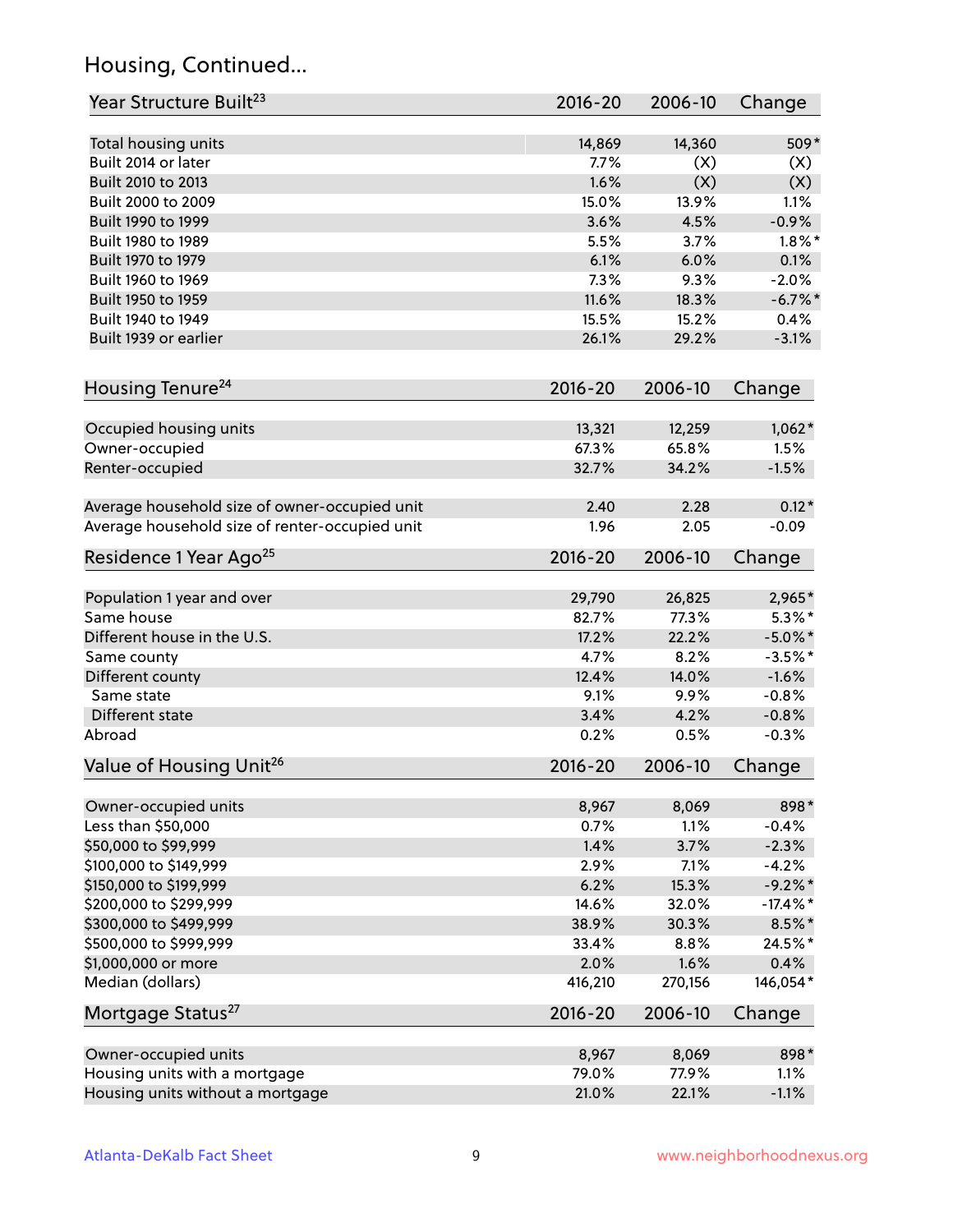## Housing, Continued...

| Year Structure Built[23] | 2016-20 | 2006-10 | Change |
|---|---|---|---|
| Total housing units | 14,869 | 14,360 | 509* |
| Built 2014 or later | 7.7% | (X) | (X) |
| Built 2010 to 2013 | 1.6% | (X) | (X) |
| Built 2000 to 2009 | 15.0% | 13.9% | 1.1% |
| Built 1990 to 1999 | 3.6% | 4.5% | -0.9% |
| Built 1980 to 1989 | 5.5% | 3.7% | 1.8%* |
| Built 1970 to 1979 | 6.1% | 6.0% | 0.1% |
| Built 1960 to 1969 | 7.3% | 9.3% | -2.0% |
| Built 1950 to 1959 | 11.6% | 18.3% | -6.7%* |
| Built 1940 to 1949 | 15.5% | 15.2% | 0.4% |
| Built 1939 or earlier | 26.1% | 29.2% | -3.1% |

| Housing Tenure[24] | 2016-20 | 2006-10 | Change |
|---|---|---|---|
| Occupied housing units | 13,321 | 12,259 | 1,062* |
| Owner-occupied | 67.3% | 65.8% | 1.5% |
| Renter-occupied | 32.7% | 34.2% | -1.5% |
| Average household size of owner-occupied unit | 2.40 | 2.28 | 0.12* |
| Average household size of renter-occupied unit | 1.96 | 2.05 | -0.09 |

| Residence 1 Year Ago[25] | 2016-20 | 2006-10 | Change |
|---|---|---|---|
| Population 1 year and over | 29,790 | 26,825 | 2,965* |
| Same house | 82.7% | 77.3% | 5.3%* |
| Different house in the U.S. | 17.2% | 22.2% | -5.0%* |
| Same county | 4.7% | 8.2% | -3.5%* |
| Different county | 12.4% | 14.0% | -1.6% |
| Same state | 9.1% | 9.9% | -0.8% |
| Different state | 3.4% | 4.2% | -0.8% |
| Abroad | 0.2% | 0.5% | -0.3% |

| Value of Housing Unit[26] | 2016-20 | 2006-10 | Change |
|---|---|---|---|
| Owner-occupied units | 8,967 | 8,069 | 898* |
| Less than $50,000 | 0.7% | 1.1% | -0.4% |
| $50,000 to $99,999 | 1.4% | 3.7% | -2.3% |
| $100,000 to $149,999 | 2.9% | 7.1% | -4.2% |
| $150,000 to $199,999 | 6.2% | 15.3% | -9.2%* |
| $200,000 to $299,999 | 14.6% | 32.0% | -17.4%* |
| $300,000 to $499,999 | 38.9% | 30.3% | 8.5%* |
| $500,000 to $999,999 | 33.4% | 8.8% | 24.5%* |
| $1,000,000 or more | 2.0% | 1.6% | 0.4% |
| Median (dollars) | 416,210 | 270,156 | 146,054* |

| Mortgage Status[27] | 2016-20 | 2006-10 | Change |
|---|---|---|---|
| Owner-occupied units | 8,967 | 8,069 | 898* |
| Housing units with a mortgage | 79.0% | 77.9% | 1.1% |
| Housing units without a mortgage | 21.0% | 22.1% | -1.1% |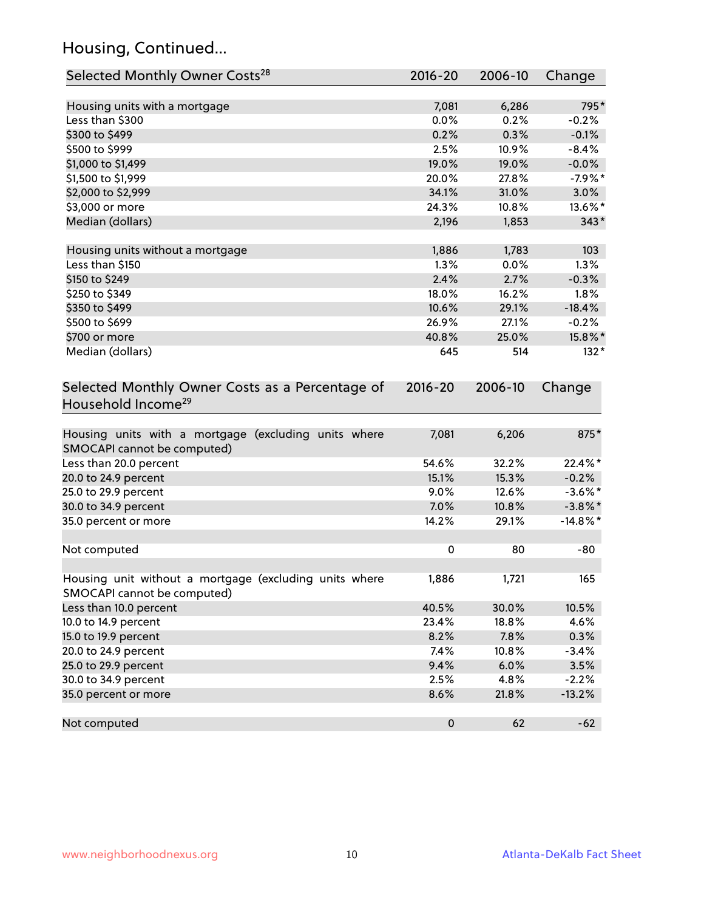## Housing, Continued...

| Selected Monthly Owner Costs[28] | 2016-20 | 2006-10 | Change |
|---|---|---|---|
| Housing units with a mortgage | 7,081 | 6,286 | 795* |
| Less than $300 | 0.0% | 0.2% | -0.2% |
| $300 to $499 | 0.2% | 0.3% | -0.1% |
| $500 to $999 | 2.5% | 10.9% | -8.4% |
| $1,000 to $1,499 | 19.0% | 19.0% | -0.0% |
| $1,500 to $1,999 | 20.0% | 27.8% | -7.9%* |
| $2,000 to $2,999 | 34.1% | 31.0% | 3.0% |
| $3,000 or more | 24.3% | 10.8% | 13.6%* |
| Median (dollars) | 2,196 | 1,853 | 343* |
| | | | |
| Housing units without a mortgage | 1,886 | 1,783 | 103 |
| Less than $150 | 1.3% | 0.0% | 1.3% |
| $150 to $249 | 2.4% | 2.7% | -0.3% |
| $250 to $349 | 18.0% | 16.2% | 1.8% |
| $350 to $499 | 10.6% | 29.1% | -18.4% |
| $500 to $699 | 26.9% | 27.1% | -0.2% |
| $700 or more | 40.8% | 25.0% | 15.8%* |
| Median (dollars) | 645 | 514 | 132* |

| Selected Monthly Owner Costs as a Percentage of Household Income[29] | 2016-20 | 2006-10 | Change |
|---|---|---|---|
| Housing units with a mortgage (excluding units where SMOCAPI cannot be computed) | 7,081 | 6,206 | 875* |
| Less than 20.0 percent | 54.6% | 32.2% | 22.4%* |
| 20.0 to 24.9 percent | 15.1% | 15.3% | -0.2% |
| 25.0 to 29.9 percent | 9.0% | 12.6% | -3.6%* |
| 30.0 to 34.9 percent | 7.0% | 10.8% | -3.8%* |
| 35.0 percent or more | 14.2% | 29.1% | -14.8%* |
| | | | |
| Not computed | 0 | 80 | -80 |
| | | | |
| Housing unit without a mortgage (excluding units where SMOCAPI cannot be computed) | 1,886 | 1,721 | 165 |
| Less than 10.0 percent | 40.5% | 30.0% | 10.5% |
| 10.0 to 14.9 percent | 23.4% | 18.8% | 4.6% |
| 15.0 to 19.9 percent | 8.2% | 7.8% | 0.3% |
| 20.0 to 24.9 percent | 7.4% | 10.8% | -3.4% |
| 25.0 to 29.9 percent | 9.4% | 6.0% | 3.5% |
| 30.0 to 34.9 percent | 2.5% | 4.8% | -2.2% |
| 35.0 percent or more | 8.6% | 21.8% | -13.2% |
| | | | |
| Not computed | 0 | 62 | -62 |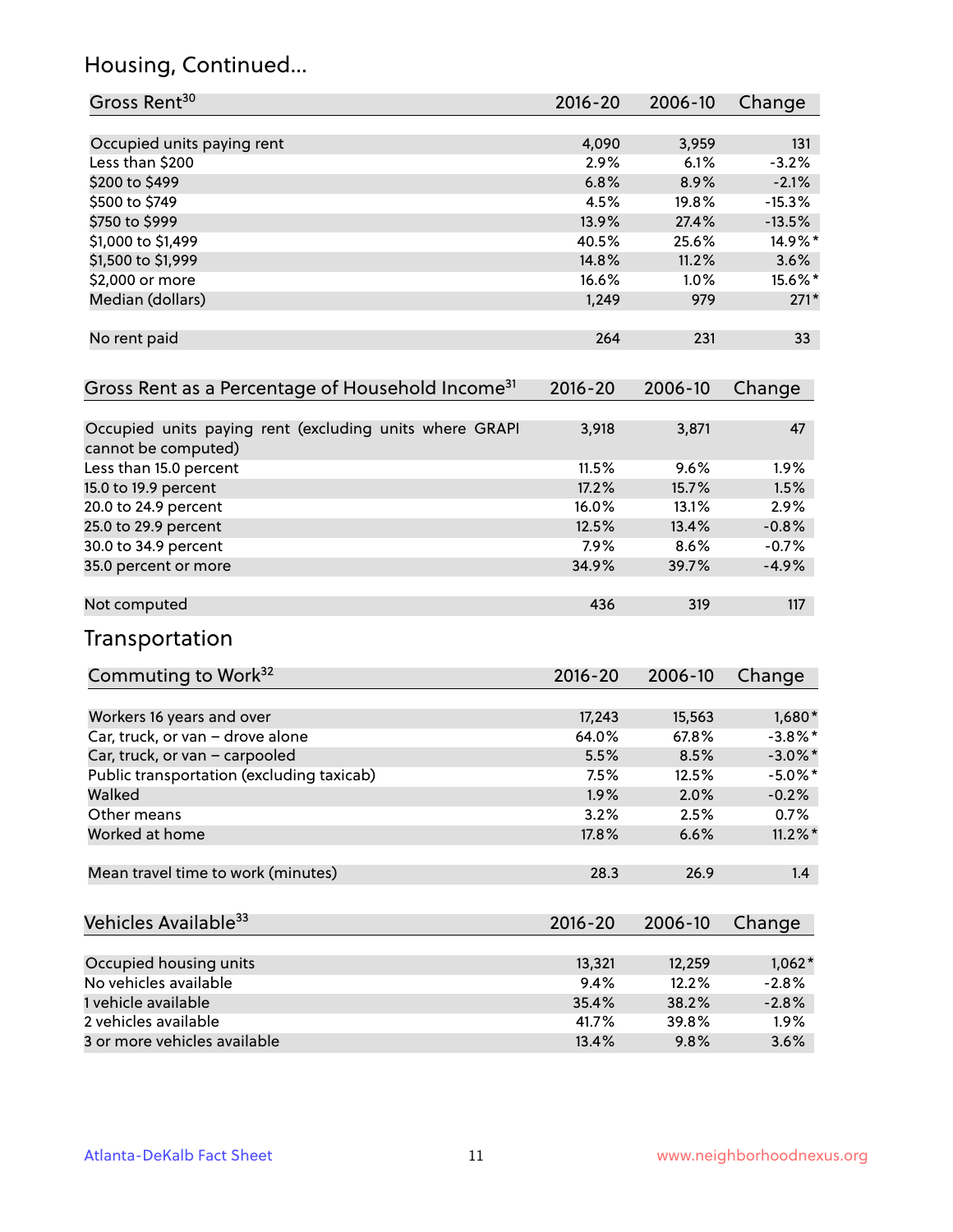## Housing, Continued...

| Gross Rent[30] | 2016-20 | 2006-10 | Change |
|---|---|---|---|
| Occupied units paying rent | 4,090 | 3,959 | 131 |
| Less than $200 | 2.9% | 6.1% | -3.2% |
| $200 to $499 | 6.8% | 8.9% | -2.1% |
| $500 to $749 | 4.5% | 19.8% | -15.3% |
| $750 to $999 | 13.9% | 27.4% | -13.5% |
| $1,000 to $1,499 | 40.5% | 25.6% | 14.9%* |
| $1,500 to $1,999 | 14.8% | 11.2% | 3.6% |
| $2,000 or more | 16.6% | 1.0% | 15.6%* |
| Median (dollars) | 1,249 | 979 | 271* |
| No rent paid | 264 | 231 | 33 |

| Gross Rent as a Percentage of Household Income[31] | 2016-20 | 2006-10 | Change |
|---|---|---|---|
| Occupied units paying rent (excluding units where GRAPI cannot be computed) | 3,918 | 3,871 | 47 |
| Less than 15.0 percent | 11.5% | 9.6% | 1.9% |
| 15.0 to 19.9 percent | 17.2% | 15.7% | 1.5% |
| 20.0 to 24.9 percent | 16.0% | 13.1% | 2.9% |
| 25.0 to 29.9 percent | 12.5% | 13.4% | -0.8% |
| 30.0 to 34.9 percent | 7.9% | 8.6% | -0.7% |
| 35.0 percent or more | 34.9% | 39.7% | -4.9% |
| Not computed | 436 | 319 | 117 |

## Transportation

| Commuting to Work[32] | 2016-20 | 2006-10 | Change |
|---|---|---|---|
| Workers 16 years and over | 17,243 | 15,563 | 1,680* |
| Car, truck, or van – drove alone | 64.0% | 67.8% | -3.8%* |
| Car, truck, or van – carpooled | 5.5% | 8.5% | -3.0%* |
| Public transportation (excluding taxicab) | 7.5% | 12.5% | -5.0%* |
| Walked | 1.9% | 2.0% | -0.2% |
| Other means | 3.2% | 2.5% | 0.7% |
| Worked at home | 17.8% | 6.6% | 11.2%* |
| Mean travel time to work (minutes) | 28.3 | 26.9 | 1.4 |

| Vehicles Available[33] | 2016-20 | 2006-10 | Change |
|---|---|---|---|
| Occupied housing units | 13,321 | 12,259 | 1,062* |
| No vehicles available | 9.4% | 12.2% | -2.8% |
| 1 vehicle available | 35.4% | 38.2% | -2.8% |
| 2 vehicles available | 41.7% | 39.8% | 1.9% |
| 3 or more vehicles available | 13.4% | 9.8% | 3.6% |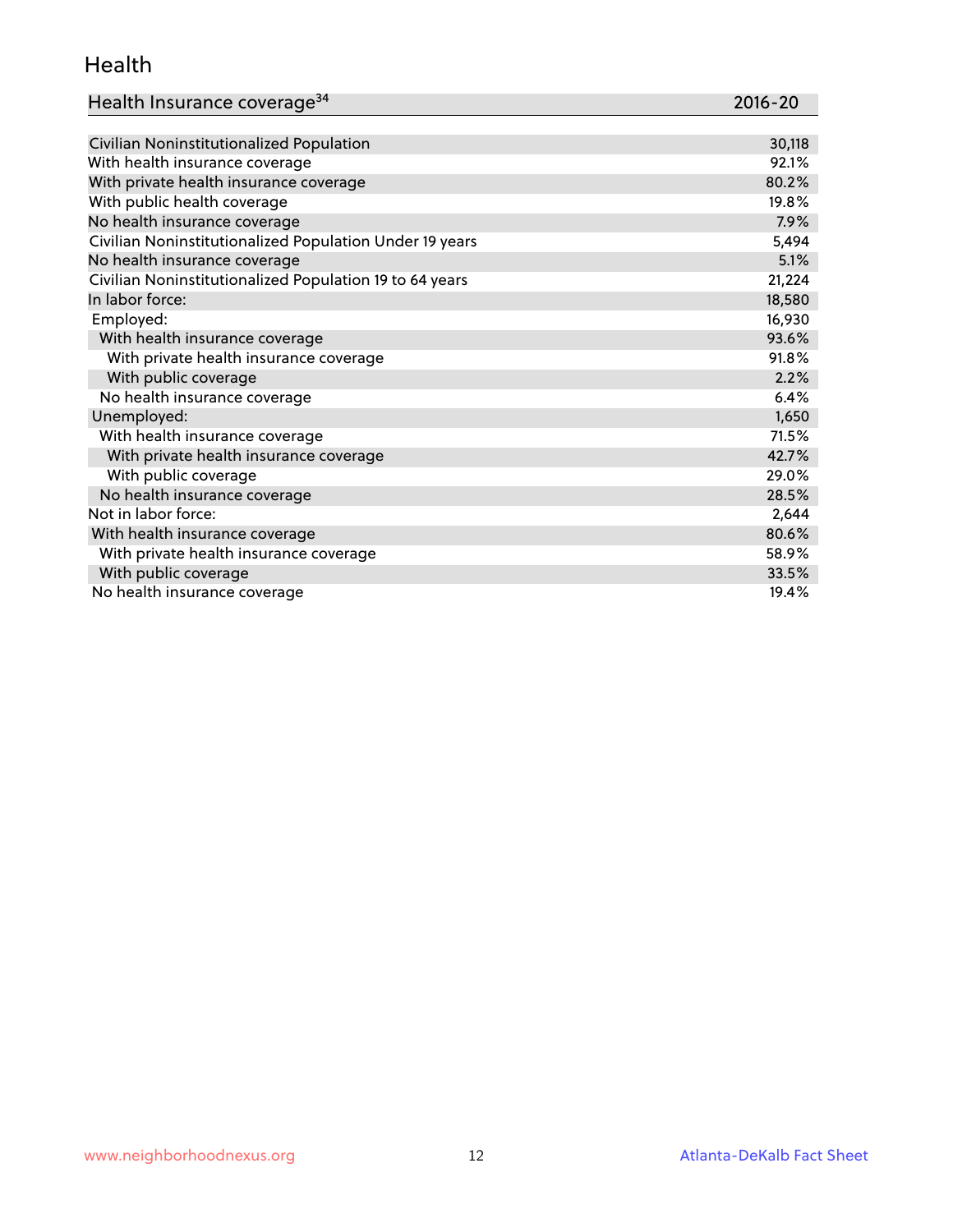# Health

| Health Insurance coverage[34] | 2016-20 |
|---|---|
| Civilian Noninstitutionalized Population | 30,118 |
| With health insurance coverage | 92.1% |
| With private health insurance coverage | 80.2% |
| With public health coverage | 19.8% |
| No health insurance coverage | 7.9% |
| Civilian Noninstitutionalized Population Under 19 years | 5,494 |
| No health insurance coverage | 5.1% |
| Civilian Noninstitutionalized Population 19 to 64 years | 21,224 |
| In labor force: | 18,580 |
| Employed: | 16,930 |
| With health insurance coverage | 93.6% |
| With private health insurance coverage | 91.8% |
| With public coverage | 2.2% |
| No health insurance coverage | 6.4% |
| Unemployed: | 1,650 |
| With health insurance coverage | 71.5% |
| With private health insurance coverage | 42.7% |
| With public coverage | 29.0% |
| No health insurance coverage | 28.5% |
| Not in labor force: | 2,644 |
| With health insurance coverage | 80.6% |
| With private health insurance coverage | 58.9% |
| With public coverage | 33.5% |
| No health insurance coverage | 19.4% |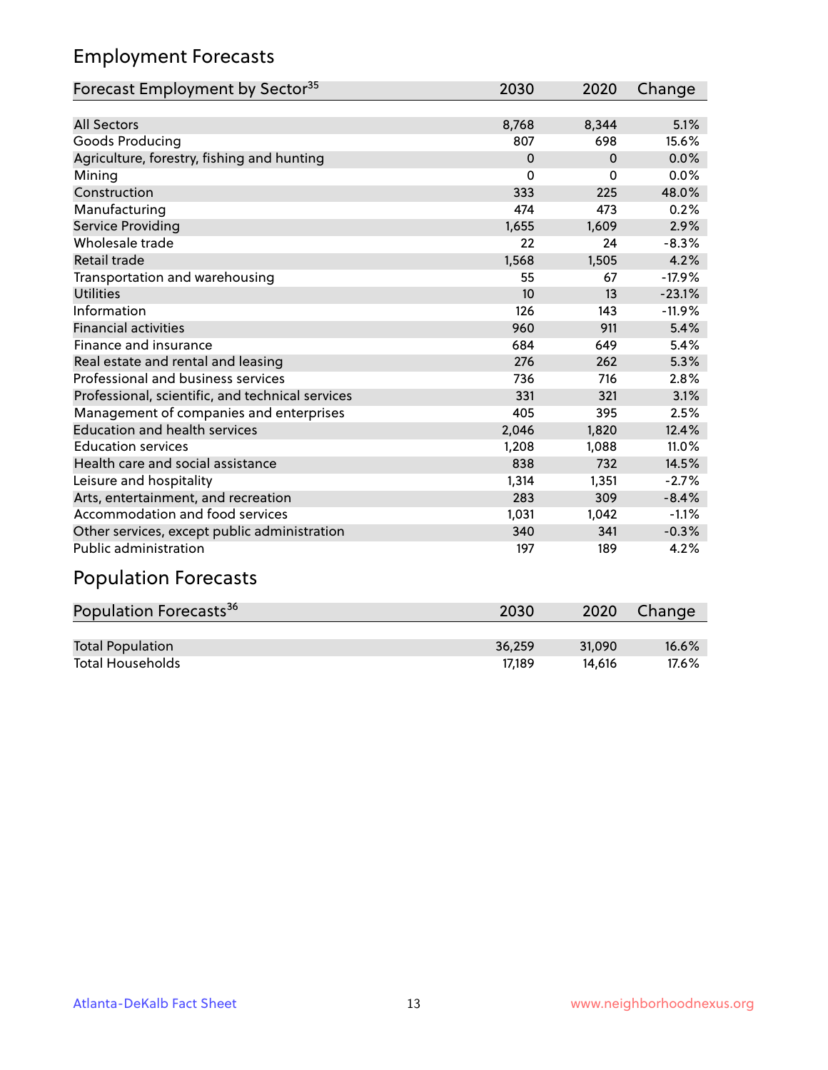## Employment Forecasts

| Forecast Employment by Sector[35] | 2030 | 2020 | Change |
|---|---|---|---|
| All Sectors | 8,768 | 8,344 | 5.1% |
| Goods Producing | 807 | 698 | 15.6% |
| Agriculture, forestry, fishing and hunting | 0 | 0 | 0.0% |
| Mining | 0 | 0 | 0.0% |
| Construction | 333 | 225 | 48.0% |
| Manufacturing | 474 | 473 | 0.2% |
| Service Providing | 1,655 | 1,609 | 2.9% |
| Wholesale trade | 22 | 24 | -8.3% |
| Retail trade | 1,568 | 1,505 | 4.2% |
| Transportation and warehousing | 55 | 67 | -17.9% |
| Utilities | 10 | 13 | -23.1% |
| Information | 126 | 143 | -11.9% |
| Financial activities | 960 | 911 | 5.4% |
| Finance and insurance | 684 | 649 | 5.4% |
| Real estate and rental and leasing | 276 | 262 | 5.3% |
| Professional and business services | 736 | 716 | 2.8% |
| Professional, scientific, and technical services | 331 | 321 | 3.1% |
| Management of companies and enterprises | 405 | 395 | 2.5% |
| Education and health services | 2,046 | 1,820 | 12.4% |
| Education services | 1,208 | 1,088 | 11.0% |
| Health care and social assistance | 838 | 732 | 14.5% |
| Leisure and hospitality | 1,314 | 1,351 | -2.7% |
| Arts, entertainment, and recreation | 283 | 309 | -8.4% |
| Accommodation and food services | 1,031 | 1,042 | -1.1% |
| Other services, except public administration | 340 | 341 | -0.3% |
| Public administration | 197 | 189 | 4.2% |

## Population Forecasts

| Population Forecasts[36] | 2030 | 2020 | Change |
|---|---|---|---|
| Total Population | 36,259 | 31,090 | 16.6% |
| Total Households | 17,189 | 14,616 | 17.6% |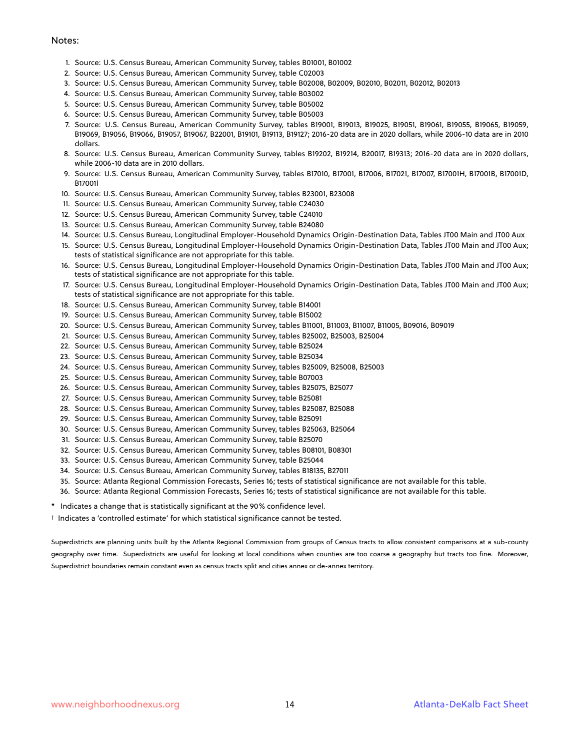Notes:

1. Source: U.S. Census Bureau, American Community Survey, tables B01001, B01002
2. Source: U.S. Census Bureau, American Community Survey, table C02003
3. Source: U.S. Census Bureau, American Community Survey, table B02008, B02009, B02010, B02011, B02012, B02013
4. Source: U.S. Census Bureau, American Community Survey, table B03002
5. Source: U.S. Census Bureau, American Community Survey, table B05002
6. Source: U.S. Census Bureau, American Community Survey, table B05003
7. Source: U.S. Census Bureau, American Community Survey, tables B19001, B19013, B19025, B19051, B19061, B19055, B19065, B19059, B19069, B19056, B19066, B19057, B19067, B22001, B19101, B19113, B19127; 2016-20 data are in 2020 dollars, while 2006-10 data are in 2010 dollars.
8. Source: U.S. Census Bureau, American Community Survey, tables B19202, B19214, B20017, B19313; 2016-20 data are in 2020 dollars, while 2006-10 data are in 2010 dollars.
9. Source: U.S. Census Bureau, American Community Survey, tables B17010, B17001, B17006, B17021, B17007, B17001H, B17001B, B17001D, B17001I
10. Source: U.S. Census Bureau, American Community Survey, tables B23001, B23008
11. Source: U.S. Census Bureau, American Community Survey, table C24030
12. Source: U.S. Census Bureau, American Community Survey, table C24010
13. Source: U.S. Census Bureau, American Community Survey, table B24080
14. Source: U.S. Census Bureau, Longitudinal Employer-Household Dynamics Origin-Destination Data, Tables JT00 Main and JT00 Aux
15. Source: U.S. Census Bureau, Longitudinal Employer-Household Dynamics Origin-Destination Data, Tables JT00 Main and JT00 Aux; tests of statistical significance are not appropriate for this table.
16. Source: U.S. Census Bureau, Longitudinal Employer-Household Dynamics Origin-Destination Data, Tables JT00 Main and JT00 Aux; tests of statistical significance are not appropriate for this table.
17. Source: U.S. Census Bureau, Longitudinal Employer-Household Dynamics Origin-Destination Data, Tables JT00 Main and JT00 Aux; tests of statistical significance are not appropriate for this table.
18. Source: U.S. Census Bureau, American Community Survey, table B14001
19. Source: U.S. Census Bureau, American Community Survey, table B15002
20. Source: U.S. Census Bureau, American Community Survey, tables B11001, B11003, B11007, B11005, B09016, B09019
21. Source: U.S. Census Bureau, American Community Survey, tables B25002, B25003, B25004
22. Source: U.S. Census Bureau, American Community Survey, table B25024
23. Source: U.S. Census Bureau, American Community Survey, table B25034
24. Source: U.S. Census Bureau, American Community Survey, tables B25009, B25008, B25003
25. Source: U.S. Census Bureau, American Community Survey, table B07003
26. Source: U.S. Census Bureau, American Community Survey, tables B25075, B25077
27. Source: U.S. Census Bureau, American Community Survey, table B25081
28. Source: U.S. Census Bureau, American Community Survey, tables B25087, B25088
29. Source: U.S. Census Bureau, American Community Survey, table B25091
30. Source: U.S. Census Bureau, American Community Survey, tables B25063, B25064
31. Source: U.S. Census Bureau, American Community Survey, table B25070
32. Source: U.S. Census Bureau, American Community Survey, tables B08101, B08301
33. Source: U.S. Census Bureau, American Community Survey, table B25044
34. Source: U.S. Census Bureau, American Community Survey, tables B18135, B27011
35. Source: Atlanta Regional Commission Forecasts, Series 16; tests of statistical significance are not available for this table.
36. Source: Atlanta Regional Commission Forecasts, Series 16; tests of statistical significance are not available for this table.

\* Indicates a change that is statistically significant at the 90% confidence level.

† Indicates a 'controlled estimate' for which statistical significance cannot be tested.

Superdistricts are planning units built by the Atlanta Regional Commission from groups of Census tracts to allow consistent comparisons at a sub-county geography over time. Superdistricts are useful for looking at local conditions when counties are too coarse a geography but tracts too fine. Moreover, Superdistrict boundaries remain constant even as census tracts split and cities annex or de-annex territory.